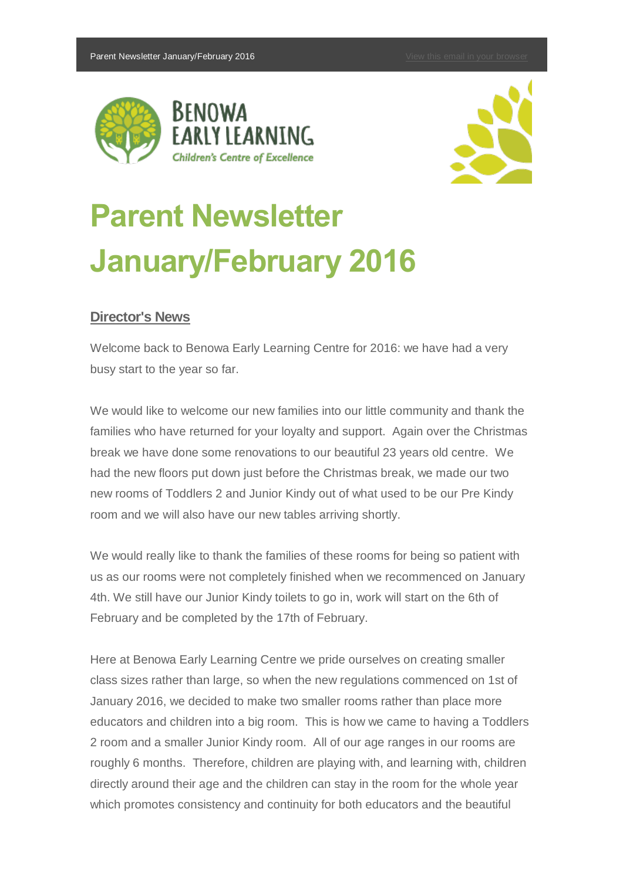Parent Newsletter January/February 2016 View this email in your browser

BENOWA EARLY LEARNING
Children's Centre of Excellence

# Parent Newsletter January/February 2016

## Director's News

Welcome back to Benowa Early Learning Centre for 2016: we have had a very busy start to the year so far.

We would like to welcome our new families into our little community and thank the families who have returned for your loyalty and support. Again over the Christmas break we have done some renovations to our beautiful 23 years old centre. We had the new floors put down just before the Christmas break, we made our two new rooms of Toddlers 2 and Junior Kindy out of what used to be our Pre Kindy room and we will also have our new tables arriving shortly.

We would really like to thank the families of these rooms for being so patient with us as our rooms were not completely finished when we recommenced on January 4th. We still have our Junior Kindy toilets to go in, work will start on the 6th of February and be completed by the 17th of February.

Here at Benowa Early Learning Centre we pride ourselves on creating smaller class sizes rather than large, so when the new regulations commenced on 1st of January 2016, we decided to make two smaller rooms rather than place more educators and children into a big room. This is how we came to having a Toddlers 2 room and a smaller Junior Kindy room. All of our age ranges in our rooms are roughly 6 months. Therefore, children are playing with, and learning with, children directly around their age and the children can stay in the room for the whole year which promotes consistency and continuity for both educators and the beautiful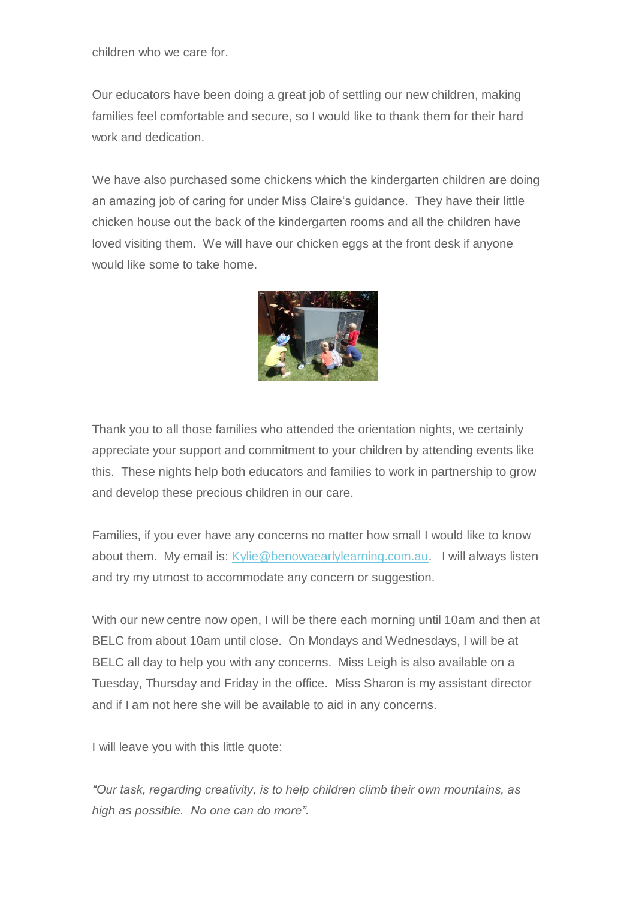children who we care for.

Our educators have been doing a great job of settling our new children, making families feel comfortable and secure, so I would like to thank them for their hard work and dedication.

We have also purchased some chickens which the kindergarten children are doing an amazing job of caring for under Miss Claire's guidance. They have their little chicken house out the back of the kindergarten rooms and all the children have loved visiting them. We will have our chicken eggs at the front desk if anyone would like some to take home.

Thank you to all those families who attended the orientation nights, we certainly appreciate your support and commitment to your children by attending events like this. These nights help both educators and families to work in partnership to grow and develop these precious children in our care.

Families, if you ever have any concerns no matter how small I would like to know about them. My email is: Kylie@benowaearlylearning.com.au. I will always listen and try my utmost to accommodate any concern or suggestion.

With our new centre now open, I will be there each morning until 10am and then at BELC from about 10am until close. On Mondays and Wednesdays, I will be at BELC all day to help you with any concerns. Miss Leigh is also available on a Tuesday, Thursday and Friday in the office. Miss Sharon is my assistant director and if I am not here she will be available to aid in any concerns.

I will leave you with this little quote:

*"Our task, regarding creativity, is to help children climb their own mountains, as high as possible. No one can do more".*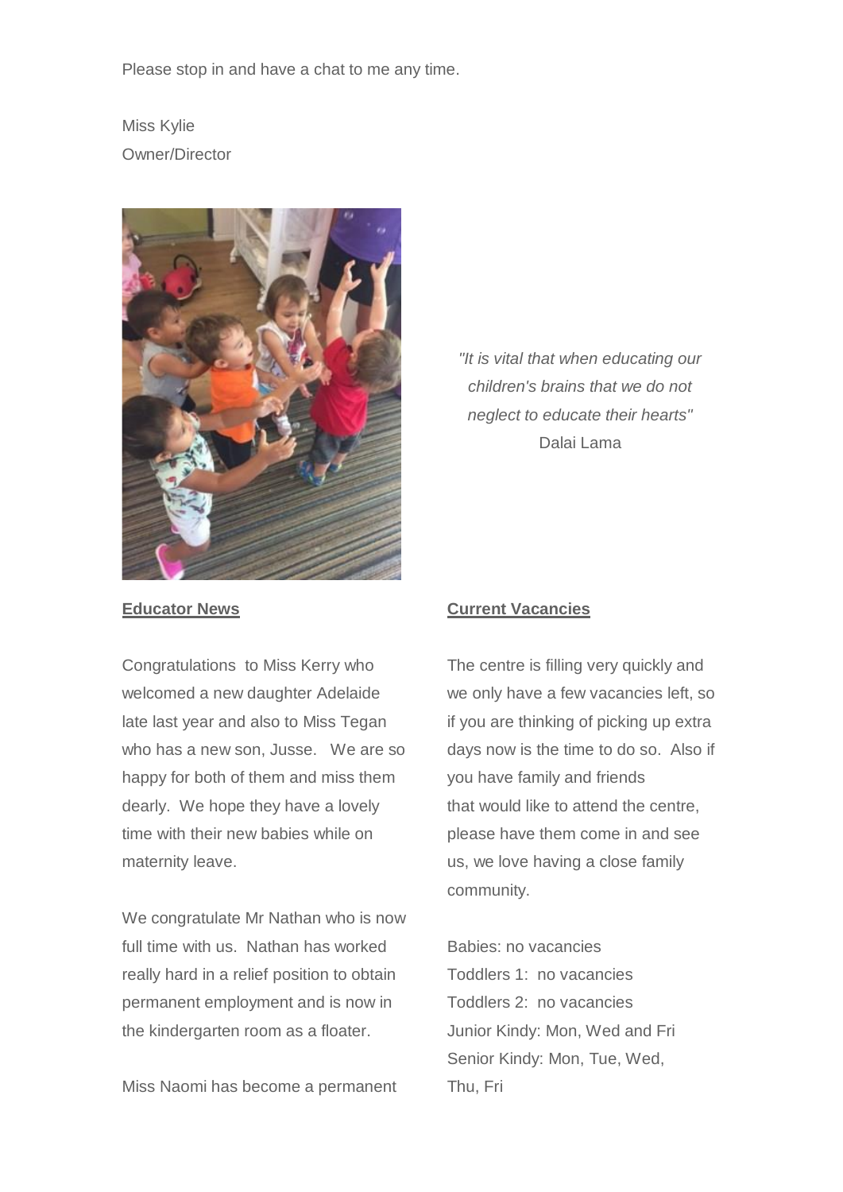Please stop in and have a chat to me any time.

Miss Kylie
Owner/Director

*"It is vital that when educating our children's brains that we do not neglect to educate their hearts"*
Dalai Lama

**Educator News**

Congratulations to Miss Kerry who welcomed a new daughter Adelaide late last year and also to Miss Tegan who has a new son, Jusse. We are so happy for both of them and miss them dearly. We hope they have a lovely time with their new babies while on maternity leave.

We congratulate Mr Nathan who is now full time with us. Nathan has worked really hard in a relief position to obtain permanent employment and is now in the kindergarten room as a floater.

Miss Naomi has become a permanent

**Current Vacancies**

The centre is filling very quickly and we only have a few vacancies left, so if you are thinking of picking up extra days now is the time to do so. Also if you have family and friends that would like to attend the centre, please have them come in and see us, we love having a close family community.

Babies: no vacancies
Toddlers 1: no vacancies
Toddlers 2: no vacancies
Junior Kindy: Mon, Wed and Fri
Senior Kindy: Mon, Tue, Wed, Thu, Fri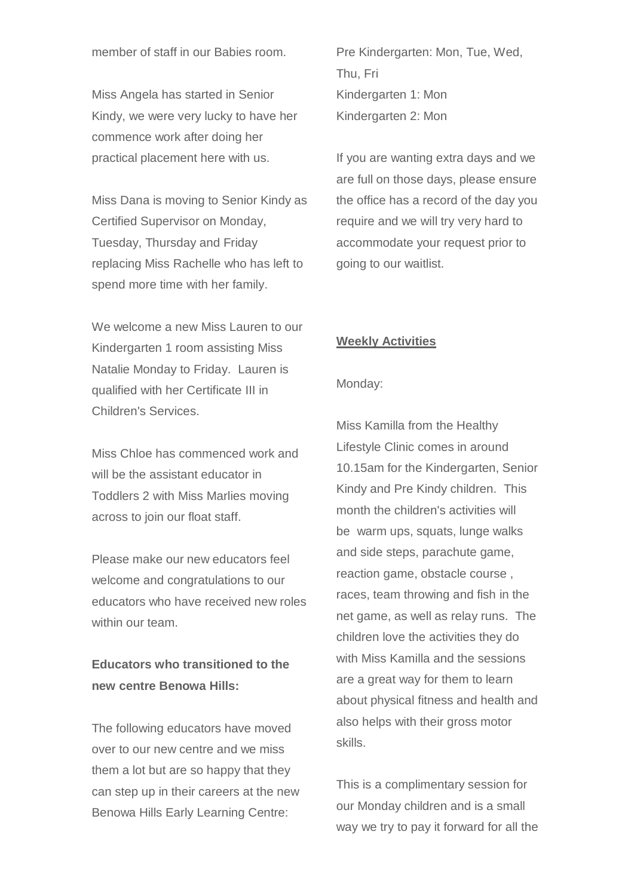member of staff in our Babies room.

Miss Angela has started in Senior Kindy, we were very lucky to have her commence work after doing her practical placement here with us.

Miss Dana is moving to Senior Kindy as Certified Supervisor on Monday, Tuesday, Thursday and Friday replacing Miss Rachelle who has left to spend more time with her family.

We welcome a new Miss Lauren to our Kindergarten 1 room assisting Miss Natalie Monday to Friday.  Lauren is qualified with her Certificate III in Children's Services.

Miss Chloe has commenced work and will be the assistant educator in Toddlers 2 with Miss Marlies moving across to join our float staff.

Please make our new educators feel welcome and congratulations to our educators who have received new roles within our team.

**Educators who transitioned to the new centre Benowa Hills:**

The following educators have moved over to our new centre and we miss them a lot but are so happy that they can step up in their careers at the new Benowa Hills Early Learning Centre:

Pre Kindergarten: Mon, Tue, Wed, Thu, Fri
Kindergarten 1: Mon
Kindergarten 2: Mon

If you are wanting extra days and we are full on those days, please ensure the office has a record of the day you require and we will try very hard to accommodate your request prior to going to our waitlist.

**Weekly Activities**

Monday:

Miss Kamilla from the Healthy Lifestyle Clinic comes in around 10.15am for the Kindergarten, Senior Kindy and Pre Kindy children.  This month the children's activities will be  warm ups, squats, lunge walks and side steps, parachute game, reaction game, obstacle course , races, team throwing and fish in the net game, as well as relay runs.  The children love the activities they do with Miss Kamilla and the sessions are a great way for them to learn about physical fitness and health and also helps with their gross motor skills.

This is a complimentary session for our Monday children and is a small way we try to pay it forward for all the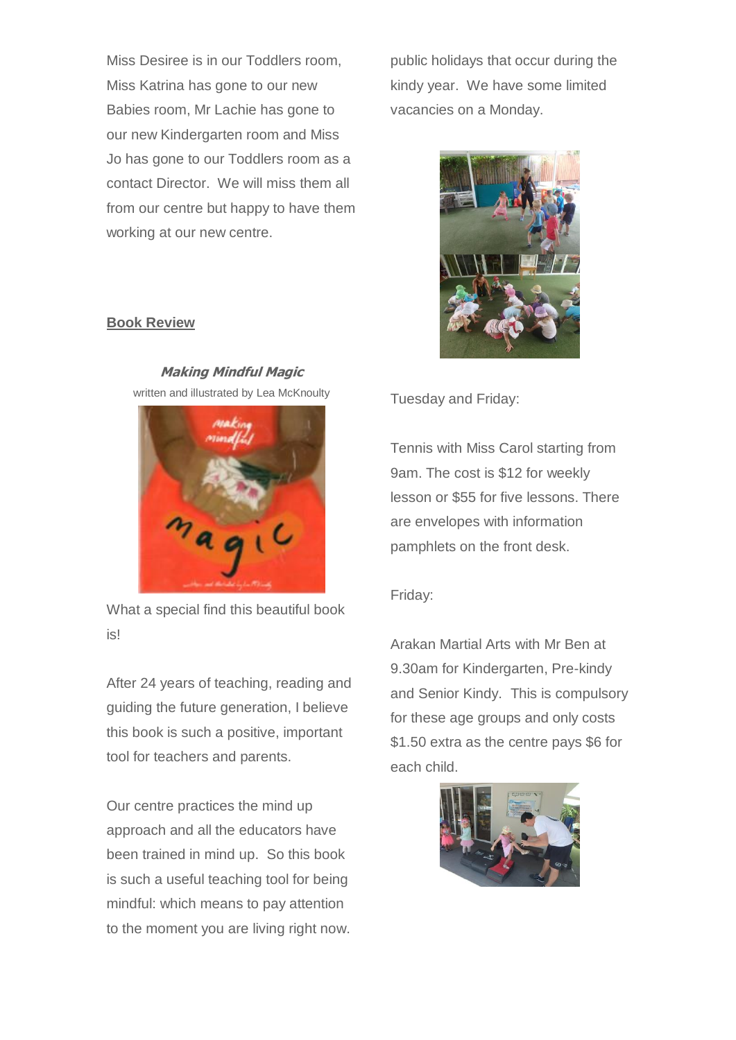Miss Desiree is in our Toddlers room, Miss Katrina has gone to our new Babies room, Mr Lachie has gone to our new Kindergarten room and Miss Jo has gone to our Toddlers room as a contact Director. We will miss them all from our centre but happy to have them working at our new centre.

**Book Review**

***Making Mindful Magic***

written and illustrated by Lea McKnoulty

What a special find this beautiful book is!

After 24 years of teaching, reading and guiding the future generation, I believe this book is such a positive, important tool for teachers and parents.

Our centre practices the mind up approach and all the educators have been trained in mind up. So this book is such a useful teaching tool for being mindful: which means to pay attention to the moment you are living right now.

public holidays that occur during the kindy year. We have some limited vacancies on a Monday.

Tuesday and Friday:

Tennis with Miss Carol starting from 9am. The cost is $12 for weekly lesson or $55 for five lessons. There are envelopes with information pamphlets on the front desk.

Friday:

Arakan Martial Arts with Mr Ben at 9.30am for Kindergarten, Pre-kindy and Senior Kindy. This is compulsory for these age groups and only costs $1.50 extra as the centre pays $6 for each child.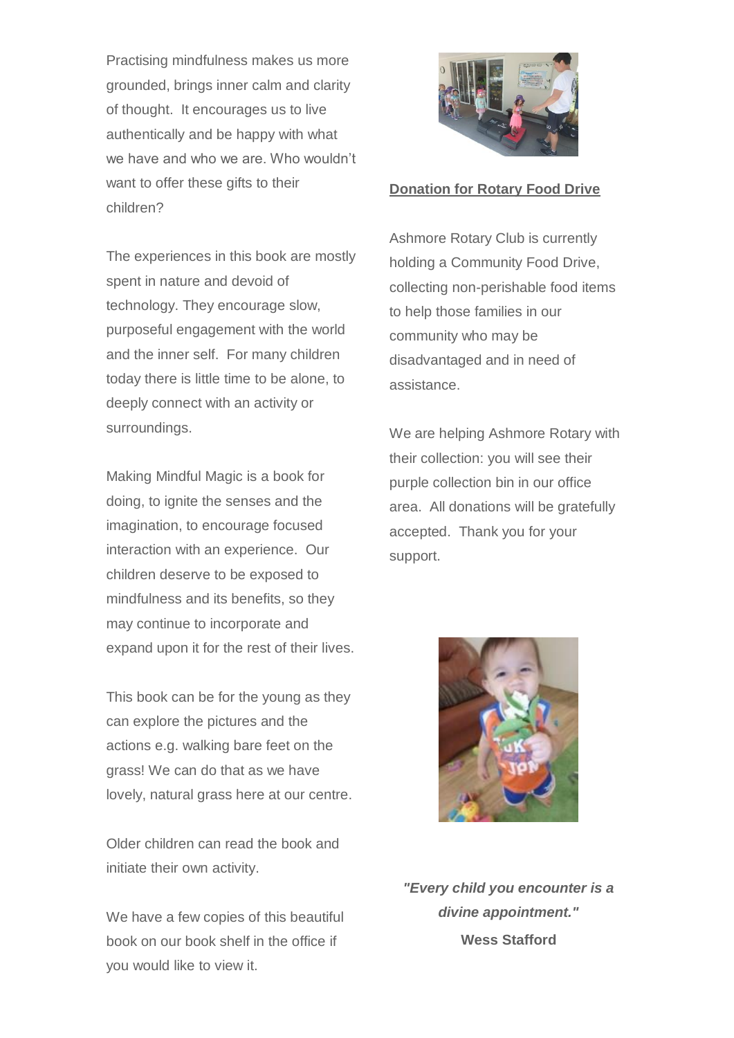Practising mindfulness makes us more grounded, brings inner calm and clarity of thought. It encourages us to live authentically and be happy with what we have and who we are. Who wouldn't want to offer these gifts to their children?

The experiences in this book are mostly spent in nature and devoid of technology. They encourage slow, purposeful engagement with the world and the inner self. For many children today there is little time to be alone, to deeply connect with an activity or surroundings.

Making Mindful Magic is a book for doing, to ignite the senses and the imagination, to encourage focused interaction with an experience. Our children deserve to be exposed to mindfulness and its benefits, so they may continue to incorporate and expand upon it for the rest of their lives.

This book can be for the young as they can explore the pictures and the actions e.g. walking bare feet on the grass! We can do that as we have lovely, natural grass here at our centre.

Older children can read the book and initiate their own activity.

We have a few copies of this beautiful book on our book shelf in the office if you would like to view it.

**Donation for Rotary Food Drive**

Ashmore Rotary Club is currently holding a Community Food Drive, collecting non-perishable food items to help those families in our community who may be disadvantaged and in need of assistance.

We are helping Ashmore Rotary with their collection: you will see their purple collection bin in our office area. All donations will be gratefully accepted. Thank you for your support.

***"Every child you encounter is a divine appointment."***

**Wess Stafford**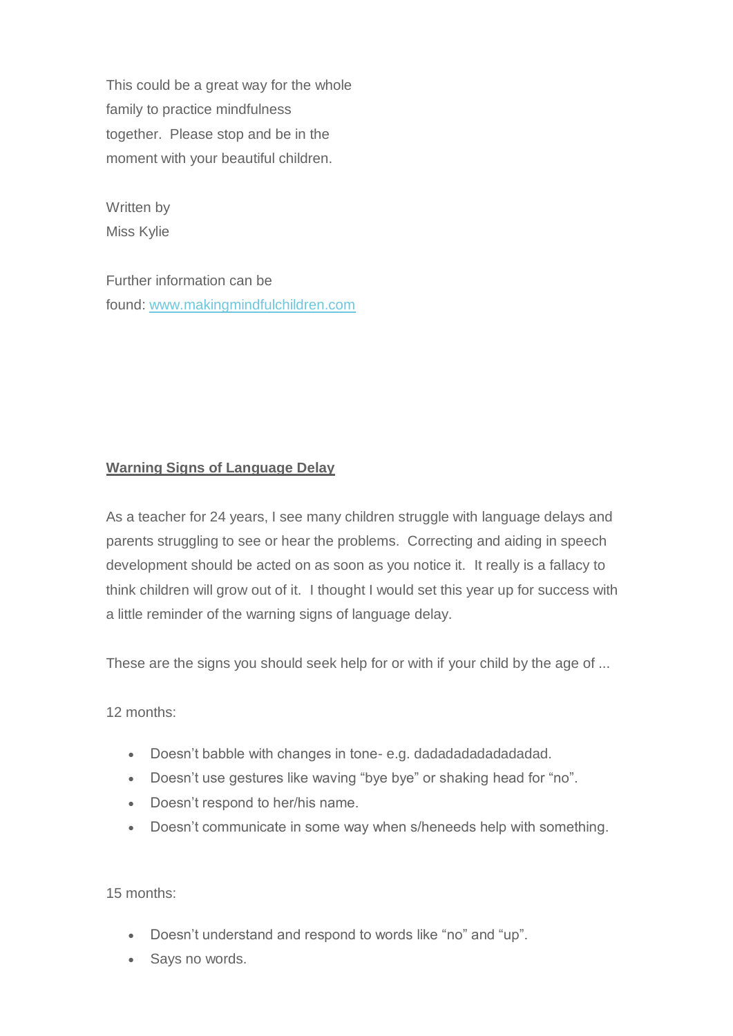This could be a great way for the whole family to practice mindfulness together.  Please stop and be in the moment with your beautiful children.

Written by
Miss Kylie

Further information can be found: [www.makingmindfulchildren.com](http://www.makingmindfulchildren.com)

## Warning Signs of Language Delay

As a teacher for 24 years, I see many children struggle with language delays and parents struggling to see or hear the problems.  Correcting and aiding in speech development should be acted on as soon as you notice it.  It really is a fallacy to think children will grow out of it.  I thought I would set this year up for success with a little reminder of the warning signs of language delay.

These are the signs you should seek help for or with if your child by the age of ...

12 months:

- Doesn't babble with changes in tone- e.g. dadadadadadadadad.
- Doesn't use gestures like waving "bye bye" or shaking head for "no".
- Doesn't respond to her/his name.
- Doesn't communicate in some way when s/heneeds help with something.

15 months:

- Doesn't understand and respond to words like "no" and "up".
- Says no words.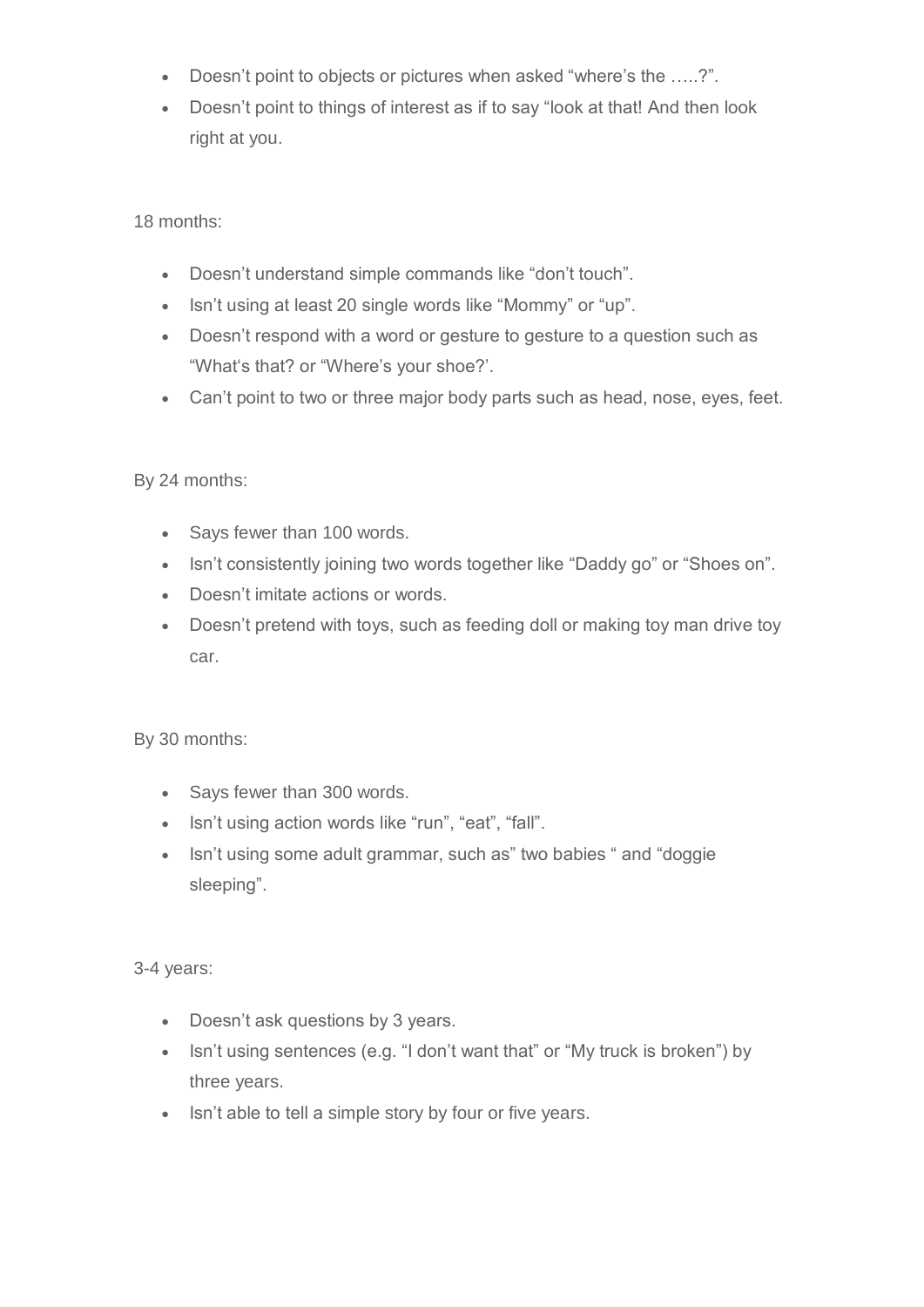- Doesn't point to objects or pictures when asked "where's the …..?".
- Doesn't point to things of interest as if to say "look at that! And then look right at you.

18 months:

- Doesn't understand simple commands like "don't touch".
- Isn't using at least 20 single words like "Mommy" or "up".
- Doesn't respond with a word or gesture to gesture to a question such as "What's that? or "Where's your shoe?'.
- Can't point to two or three major body parts such as head, nose, eyes, feet.

By 24 months:

- Says fewer than 100 words.
- Isn't consistently joining two words together like "Daddy go" or "Shoes on".
- Doesn't imitate actions or words.
- Doesn't pretend with toys, such as feeding doll or making toy man drive toy car.

By 30 months:

- Says fewer than 300 words.
- Isn't using action words like "run", "eat", "fall".
- Isn't using some adult grammar, such as" two babies " and "doggie sleeping".

3-4 years:

- Doesn't ask questions by 3 years.
- Isn't using sentences (e.g. "I don't want that" or "My truck is broken") by three years.
- Isn't able to tell a simple story by four or five years.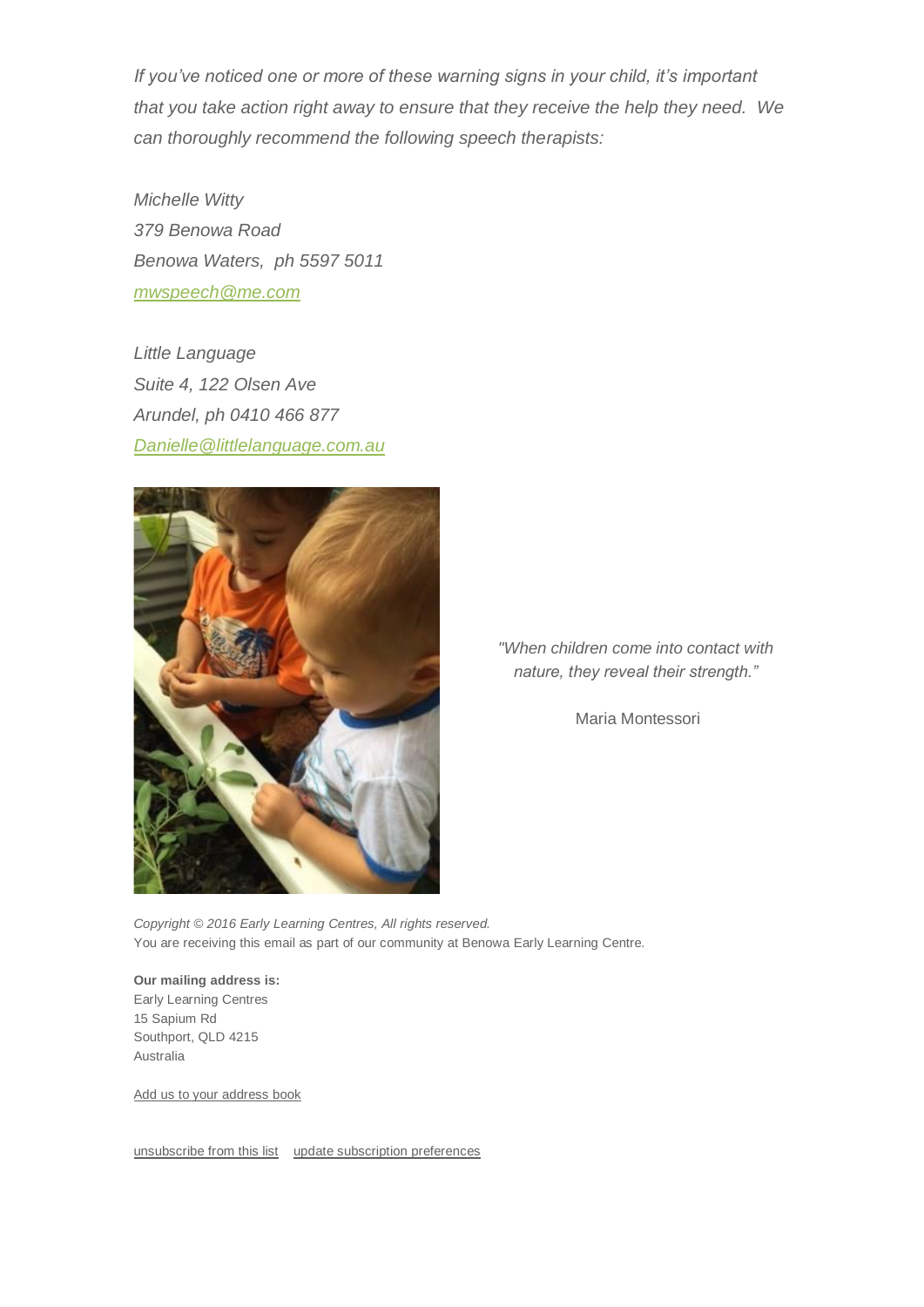*If you've noticed one or more of these warning signs in your child, it's important that you take action right away to ensure that they receive the help they need. We can thoroughly recommend the following speech therapists:*

*Michelle Witty*
*379 Benowa Road*
*Benowa Waters, ph 5597 5011*
*mwspeech@me.com*

*Little Language*
*Suite 4, 122 Olsen Ave*
*Arundel, ph 0410 466 877*
*Danielle@littlelanguage.com.au*

*"When children come into contact with nature, they reveal their strength."*

Maria Montessori

*Copyright © 2016 Early Learning Centres, All rights reserved.*
You are receiving this email as part of our community at Benowa Early Learning Centre.

**Our mailing address is:**
Early Learning Centres
15 Sapium Rd
Southport, QLD 4215
Australia

Add us to your address book

unsubscribe from this list    update subscription preferences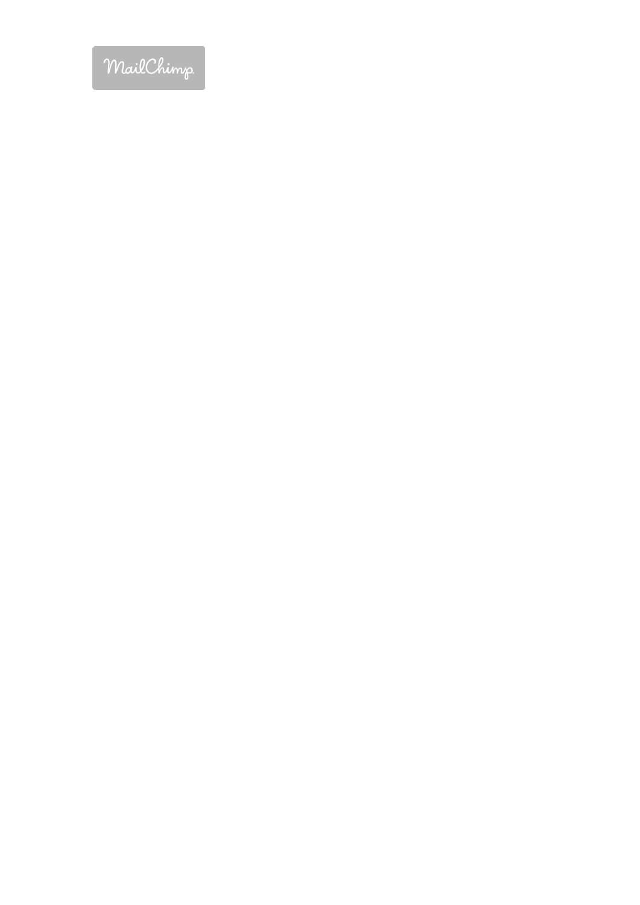MailChimp